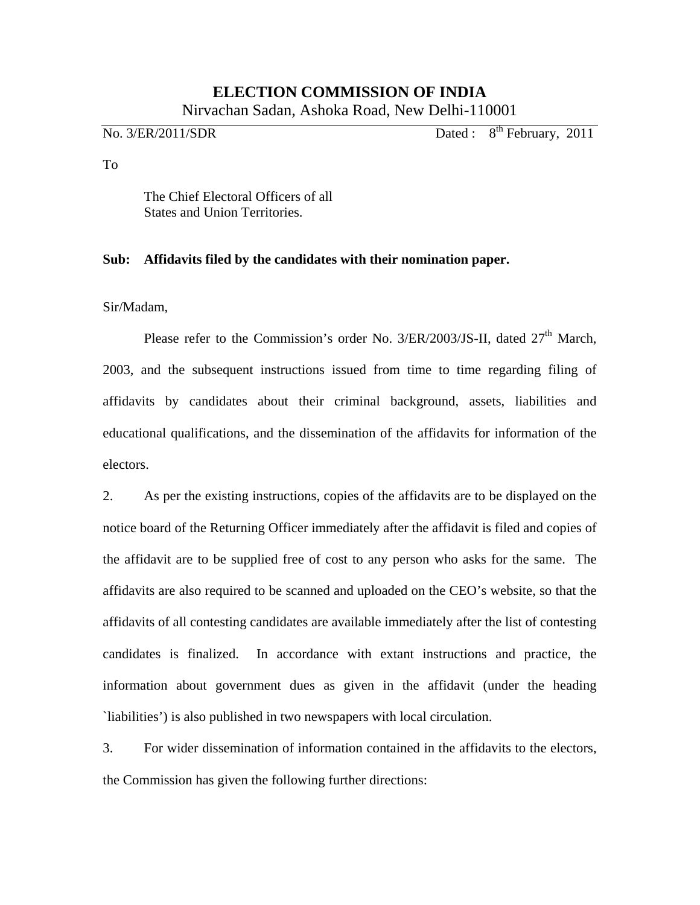# ELECTION COMMISSION OF INDIA

Nirvachan Sadan, Ashoka Road, New Delhi-110001

No. 3/ER/2011/SDR Dated : 8th February, 2011

To

The Chief Electoral Officers of all
States and Union Territories.

**Sub: Affidavits filed by the candidates with their nomination paper.**

Sir/Madam,

Please refer to the Commission's order No. 3/ER/2003/JS-II, dated 27th March, 2003, and the subsequent instructions issued from time to time regarding filing of affidavits by candidates about their criminal background, assets, liabilities and educational qualifications, and the dissemination of the affidavits for information of the electors.

2. As per the existing instructions, copies of the affidavits are to be displayed on the notice board of the Returning Officer immediately after the affidavit is filed and copies of the affidavit are to be supplied free of cost to any person who asks for the same. The affidavits are also required to be scanned and uploaded on the CEO's website, so that the affidavits of all contesting candidates are available immediately after the list of contesting candidates is finalized. In accordance with extant instructions and practice, the information about government dues as given in the affidavit (under the heading `liabilities') is also published in two newspapers with local circulation.

3. For wider dissemination of information contained in the affidavits to the electors, the Commission has given the following further directions: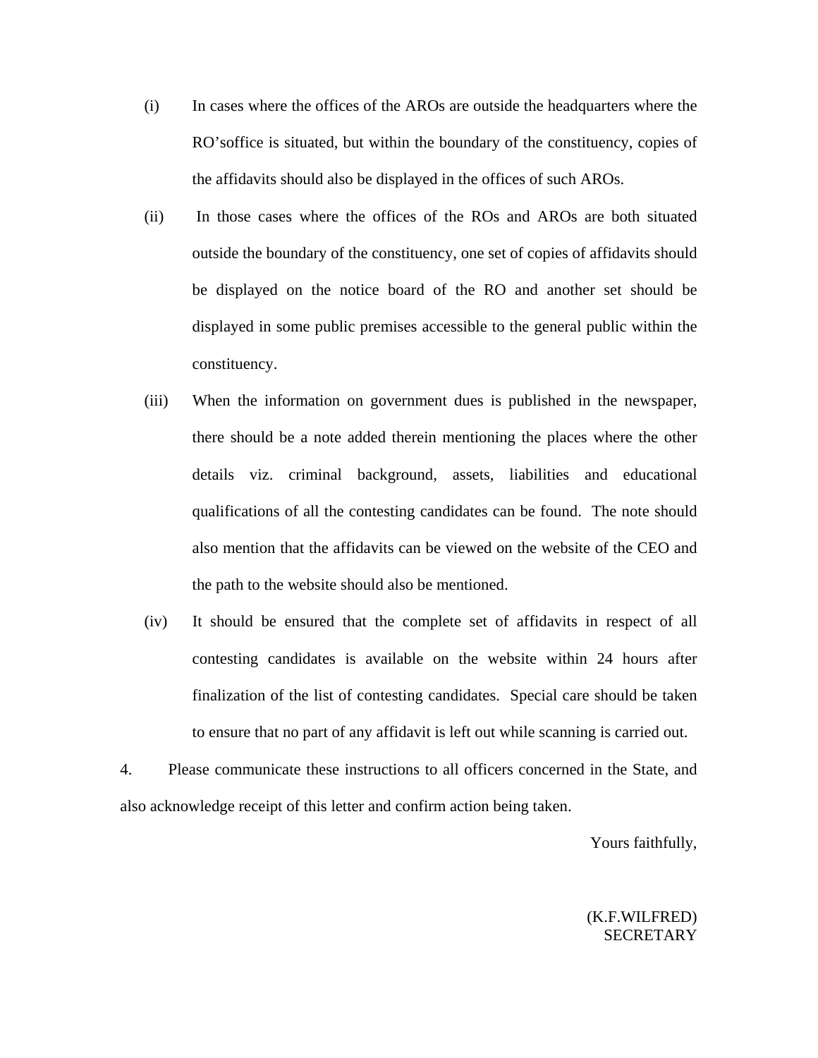(i) In cases where the offices of the AROs are outside the headquarters where the RO'soffice is situated, but within the boundary of the constituency, copies of the affidavits should also be displayed in the offices of such AROs.

(ii) In those cases where the offices of the ROs and AROs are both situated outside the boundary of the constituency, one set of copies of affidavits should be displayed on the notice board of the RO and another set should be displayed in some public premises accessible to the general public within the constituency.

(iii) When the information on government dues is published in the newspaper, there should be a note added therein mentioning the places where the other details viz. criminal background, assets, liabilities and educational qualifications of all the contesting candidates can be found. The note should also mention that the affidavits can be viewed on the website of the CEO and the path to the website should also be mentioned.

(iv) It should be ensured that the complete set of affidavits in respect of all contesting candidates is available on the website within 24 hours after finalization of the list of contesting candidates. Special care should be taken to ensure that no part of any affidavit is left out while scanning is carried out.

4. Please communicate these instructions to all officers concerned in the State, and also acknowledge receipt of this letter and confirm action being taken.

Yours faithfully,

(K.F.WILFRED)
SECRETARY